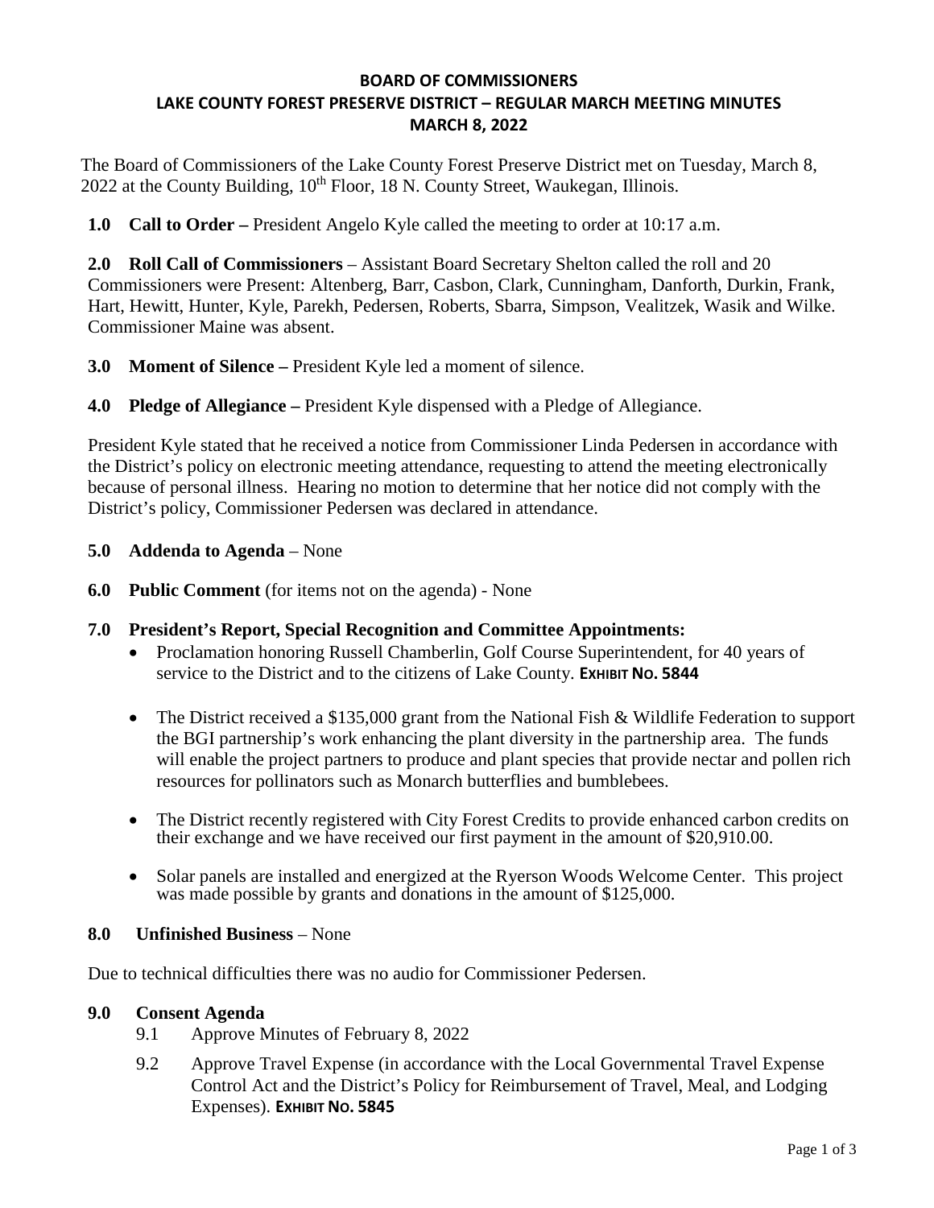# BOARD OF COMMISSIONERS
## LAKE COUNTY FOREST PRESERVE DISTRICT – REGULAR MARCH MEETING MINUTES
## MARCH 8, 2022

The Board of Commissioners of the Lake County Forest Preserve District met on Tuesday, March 8, 2022 at the County Building, 10th Floor, 18 N. County Street, Waukegan, Illinois.

**1.0 Call to Order –** President Angelo Kyle called the meeting to order at 10:17 a.m.

**2.0 Roll Call of Commissioners** – Assistant Board Secretary Shelton called the roll and 20 Commissioners were Present: Altenberg, Barr, Casbon, Clark, Cunningham, Danforth, Durkin, Frank, Hart, Hewitt, Hunter, Kyle, Parekh, Pedersen, Roberts, Sbarra, Simpson, Vealitzek, Wasik and Wilke. Commissioner Maine was absent.

**3.0 Moment of Silence –** President Kyle led a moment of silence.

**4.0 Pledge of Allegiance –** President Kyle dispensed with a Pledge of Allegiance.

President Kyle stated that he received a notice from Commissioner Linda Pedersen in accordance with the District's policy on electronic meeting attendance, requesting to attend the meeting electronically because of personal illness. Hearing no motion to determine that her notice did not comply with the District's policy, Commissioner Pedersen was declared in attendance.

**5.0 Addenda to Agenda** – None

**6.0 Public Comment** (for items not on the agenda) - None

**7.0 President's Report, Special Recognition and Committee Appointments:**

- Proclamation honoring Russell Chamberlin, Golf Course Superintendent, for 40 years of service to the District and to the citizens of Lake County. **EXHIBIT NO. 5844**
- The District received a $135,000 grant from the National Fish & Wildlife Federation to support the BGI partnership's work enhancing the plant diversity in the partnership area. The funds will enable the project partners to produce and plant species that provide nectar and pollen rich resources for pollinators such as Monarch butterflies and bumblebees.
- The District recently registered with City Forest Credits to provide enhanced carbon credits on their exchange and we have received our first payment in the amount of $20,910.00.
- Solar panels are installed and energized at the Ryerson Woods Welcome Center. This project was made possible by grants and donations in the amount of $125,000.

**8.0 Unfinished Business** – None

Due to technical difficulties there was no audio for Commissioner Pedersen.

**9.0 Consent Agenda**

9.1 Approve Minutes of February 8, 2022

9.2 Approve Travel Expense (in accordance with the Local Governmental Travel Expense Control Act and the District's Policy for Reimbursement of Travel, Meal, and Lodging Expenses). **EXHIBIT NO. 5845**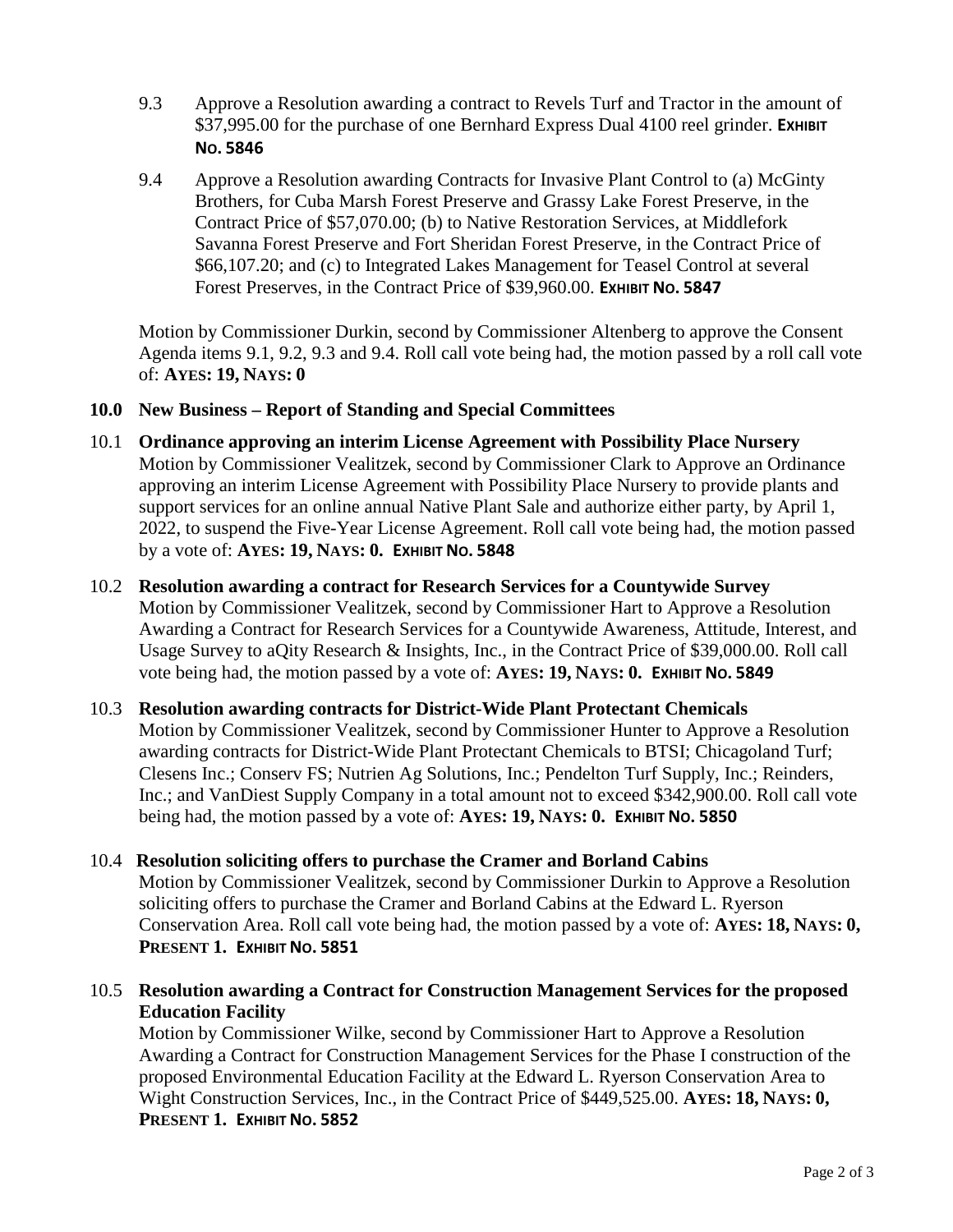9.3 Approve a Resolution awarding a contract to Revels Turf and Tractor in the amount of $37,995.00 for the purchase of one Bernhard Express Dual 4100 reel grinder. **EXHIBIT NO. 5846**

9.4 Approve a Resolution awarding Contracts for Invasive Plant Control to (a) McGinty Brothers, for Cuba Marsh Forest Preserve and Grassy Lake Forest Preserve, in the Contract Price of $57,070.00; (b) to Native Restoration Services, at Middlefork Savanna Forest Preserve and Fort Sheridan Forest Preserve, in the Contract Price of $66,107.20; and (c) to Integrated Lakes Management for Teasel Control at several Forest Preserves, in the Contract Price of $39,960.00. **EXHIBIT NO. 5847**

Motion by Commissioner Durkin, second by Commissioner Altenberg to approve the Consent Agenda items 9.1, 9.2, 9.3 and 9.4. Roll call vote being had, the motion passed by a roll call vote of: **AYES: 19, NAYS: 0**

**10.0 New Business – Report of Standing and Special Committees**

10.1 **Ordinance approving an interim License Agreement with Possibility Place Nursery**
Motion by Commissioner Vealitzek, second by Commissioner Clark to Approve an Ordinance approving an interim License Agreement with Possibility Place Nursery to provide plants and support services for an online annual Native Plant Sale and authorize either party, by April 1, 2022, to suspend the Five-Year License Agreement. Roll call vote being had, the motion passed by a vote of: **AYES: 19, NAYS: 0. EXHIBIT NO. 5848**

10.2 **Resolution awarding a contract for Research Services for a Countywide Survey**
Motion by Commissioner Vealitzek, second by Commissioner Hart to Approve a Resolution Awarding a Contract for Research Services for a Countywide Awareness, Attitude, Interest, and Usage Survey to aQity Research & Insights, Inc., in the Contract Price of $39,000.00. Roll call vote being had, the motion passed by a vote of: **AYES: 19, NAYS: 0. EXHIBIT NO. 5849**

10.3 **Resolution awarding contracts for District-Wide Plant Protectant Chemicals**
Motion by Commissioner Vealitzek, second by Commissioner Hunter to Approve a Resolution awarding contracts for District-Wide Plant Protectant Chemicals to BTSI; Chicagoland Turf; Clesens Inc.; Conserv FS; Nutrien Ag Solutions, Inc.; Pendelton Turf Supply, Inc.; Reinders, Inc.; and VanDiest Supply Company in a total amount not to exceed $342,900.00. Roll call vote being had, the motion passed by a vote of: **AYES: 19, NAYS: 0. EXHIBIT NO. 5850**

10.4 **Resolution soliciting offers to purchase the Cramer and Borland Cabins**
Motion by Commissioner Vealitzek, second by Commissioner Durkin to Approve a Resolution soliciting offers to purchase the Cramer and Borland Cabins at the Edward L. Ryerson Conservation Area. Roll call vote being had, the motion passed by a vote of: **AYES: 18, NAYS: 0, PRESENT 1. EXHIBIT NO. 5851**

10.5 **Resolution awarding a Contract for Construction Management Services for the proposed Education Facility**
Motion by Commissioner Wilke, second by Commissioner Hart to Approve a Resolution Awarding a Contract for Construction Management Services for the Phase I construction of the proposed Environmental Education Facility at the Edward L. Ryerson Conservation Area to Wight Construction Services, Inc., in the Contract Price of $449,525.00. **AYES: 18, NAYS: 0, PRESENT 1. EXHIBIT NO. 5852**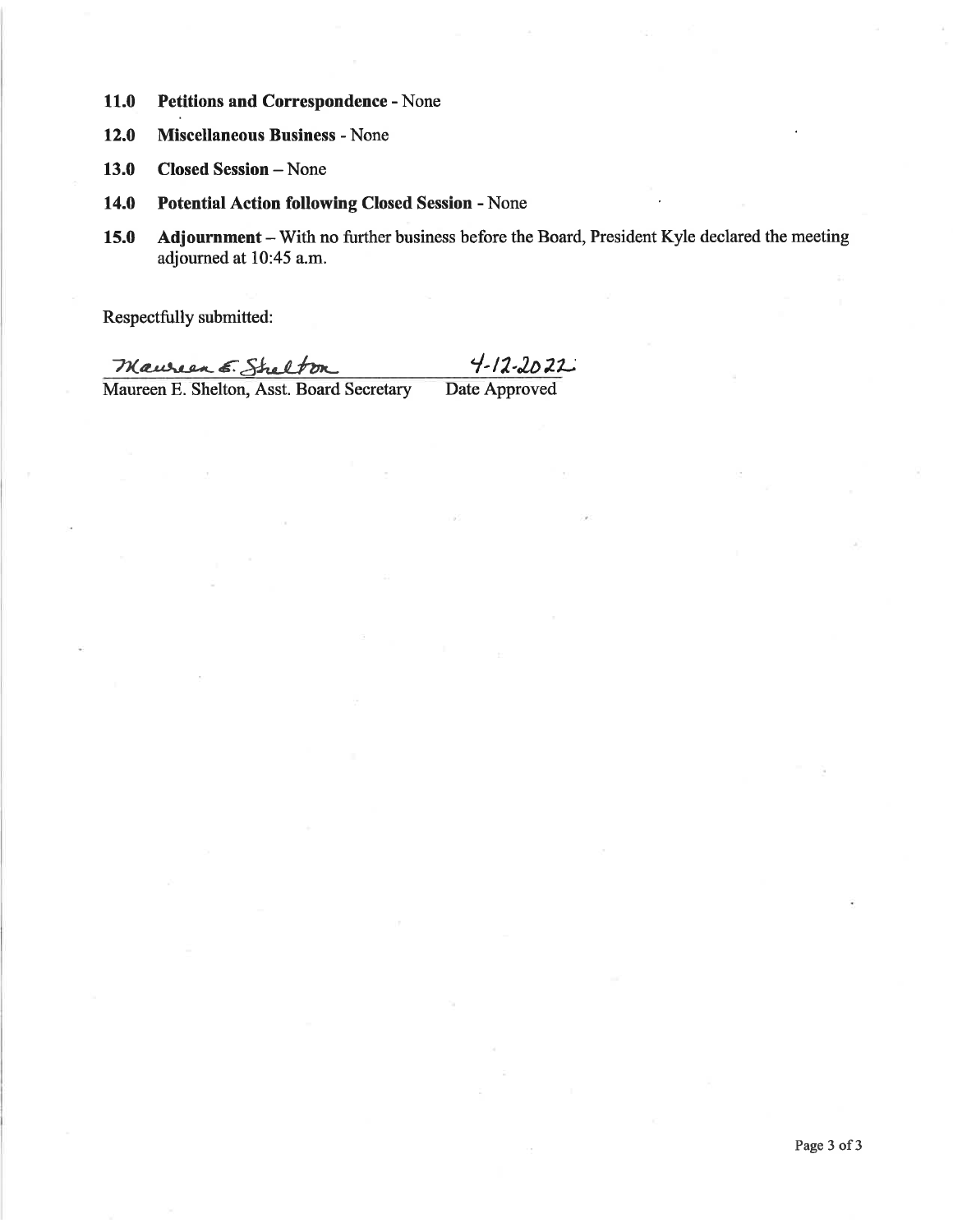**11.0 Petitions and Correspondence** - None

**12.0 Miscellaneous Business** - None

**13.0 Closed Session** – None

**14.0 Potential Action following Closed Session** - None

**15.0 Adjournment** – With no further business before the Board, President Kyle declared the meeting adjourned at 10:45 a.m.

Respectfully submitted:

Maureen E. Shelton 4-12-2022

Maureen E. Shelton, Asst. Board Secretary Date Approved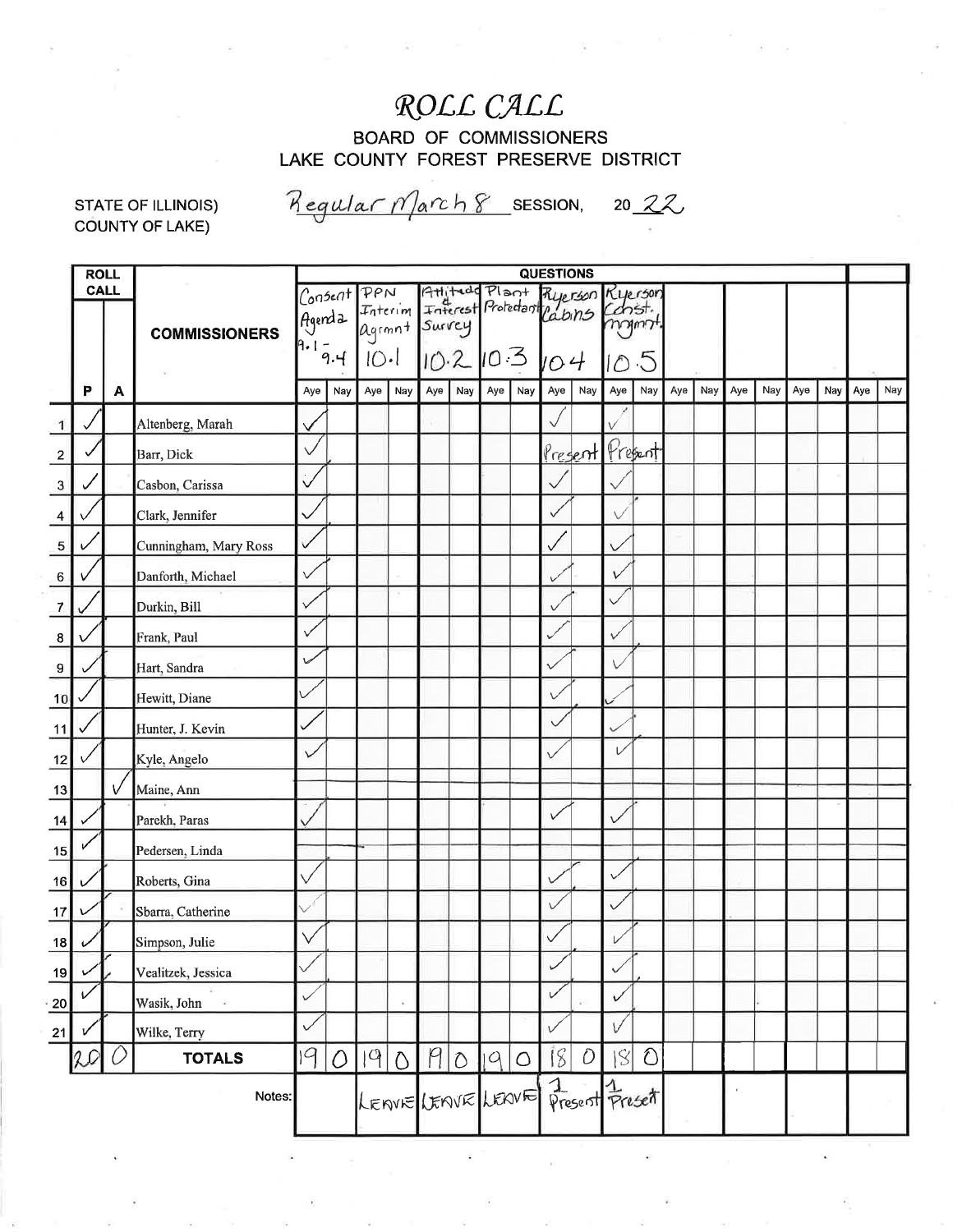# ROLL CALL

**BOARD OF COMMISSIONERS**
**LAKE COUNTY FOREST PRESERVE DISTRICT**

STATE OF ILLINOIS)
COUNTY OF LAKE)

Regular March 8 SESSION, 20 22

| | ROLL CALL | | COMMISSIONERS | QUESTIONS: Consent Agenda 9.1 - 9.4 | | PPN Interim Agrmnt 10.1 | | Attitude & Interest Survey 10.2 | | Plant Protectant 10.3 | | Ryerson Cabins 10.4 | | Ryerson Const. mgmt. 10.5 | | | | | | | | | |
|---|---|---|---|---|---|---|---|---|---|---|---|---|---|---|---|---|---|---|---|---|---|---|---|
| | P | A | | Aye | Nay | Aye | Nay | Aye | Nay | Aye | Nay | Aye | Nay | Aye | Nay | Aye | Nay | Aye | Nay | Aye | Nay | Aye | Nay |
| 1 | ✓ | | Altenberg, Marah | ✓ | | | | | | | | ✓ | | ✓ | | | | | | | | | |
| 2 | ✓ | | Barr, Dick | ✓ | | | | | | | | Present | | Present | | | | | | | | | |
| 3 | ✓ | | Casbon, Carissa | ✓ | | | | | | | | ✓ | | ✓ | | | | | | | | | |
| 4 | ✓ | | Clark, Jennifer | ✓ | | | | | | | | ✓ | | ✓ | | | | | | | | | |
| 5 | ✓ | | Cunningham, Mary Ross | ✓ | | | | | | | | ✓ | | ✓ | | | | | | | | | |
| 6 | ✓ | | Danforth, Michael | ✓ | | | | | | | | ✓ | | ✓ | | | | | | | | | |
| 7 | ✓ | | Durkin, Bill | ✓ | | | | | | | | ✓ | | ✓ | | | | | | | | | |
| 8 | ✓ | | Frank, Paul | ✓ | | | | | | | | ✓ | | ✓ | | | | | | | | | |
| 9 | ✓ | | Hart, Sandra | ✓ | | | | | | | | ✓ | | ✓ | | | | | | | | | |
| 10 | ✓ | | Hewitt, Diane | ✓ | | | | | | | | ✓ | | ✓ | | | | | | | | | |
| 11 | ✓ | | Hunter, J. Kevin | ✓ | | | | | | | | ✓ | | ✓ | | | | | | | | | |
| 12 | ✓ | | Kyle, Angelo | ✓ | | | | | | | | ✓ | | ✓ | | | | | | | | | |
| 13 | | ✓ | Maine, Ann | | | | | | | | | | | | | | | | | | | | |
| 14 | ✓ | | Parekh, Paras | ✓ | | | | | | | | ✓ | | ✓ | | | | | | | | | |
| 15 | ✓ | | Pedersen, Linda | | | | | | | | | | | | | | | | | | | | |
| 16 | ✓ | | Roberts, Gina | ✓ | | | | | | | | ✓ | | ✓ | | | | | | | | | |
| 17 | ✓ | | Sbarra, Catherine | ✓ | | | | | | | | ✓ | | ✓ | | | | | | | | | |
| 18 | ✓ | | Simpson, Julie | ✓ | | | | | | | | ✓ | | ✓ | | | | | | | | | |
| 19 | ✓ | | Vealitzek, Jessica | ✓ | | | | | | | | ✓ | | ✓ | | | | | | | | | |
| 20 | ✓ | | Wasik, John | ✓ | | | | | | | | ✓ | | ✓ | | | | | | | | | |
| 21 | ✓ | | Wilke, Terry | ✓ | | | | | | | | ✓ | | ✓ | | | | | | | | | |
| | 20 | 0 | **TOTALS** | 19 | 0 | 19 | 0 | 19 | 0 | 19 | 0 | 18 | 0 | 18 | 0 | | | | | | | | |
| | | | Notes: | | | LEAVE | | LEAVE | | LEAVE | | 1 Present | | 1 Preset | | | | | | | | | |